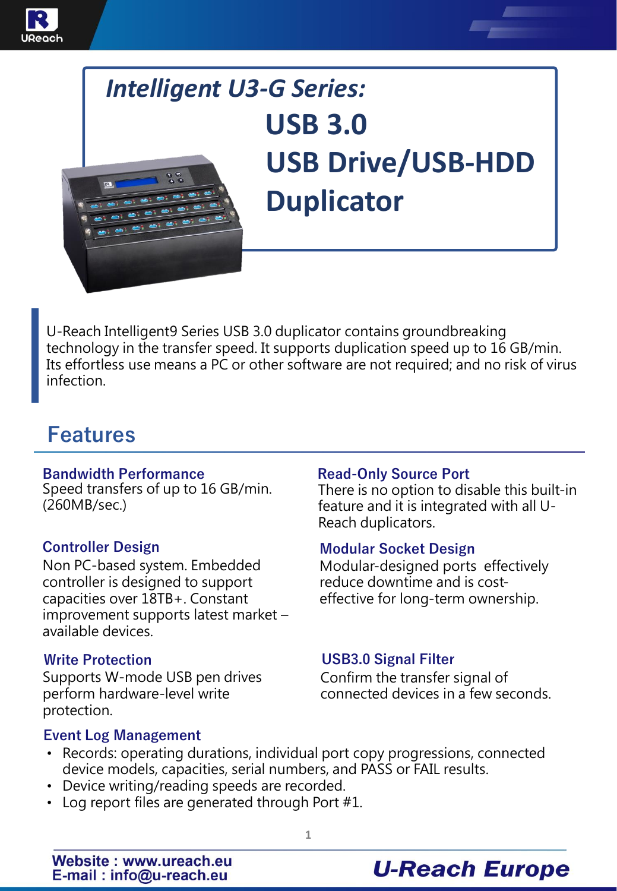# *Intelligent U3-G Series:*

# USB 3.0 USB Drive/USB-HDD Duplicator

U-Reach Intelligent9 Series USB 3.0 duplicator contains groundbreaking technology in the transfer speed. It supports duplication speed up to 16 GB/min. Its effortless use means a PC or other software are not required; and no risk of virus infection.

## Features

### Bandwidth Performance

Speed transfers of up to 16 GB/min. (260MB/sec.)

### Controller Design

Non PC-based system. Embedded controller is designed to support capacities over 18TB+. Constant improvement supports latest market – available devices.

### Write Protection

Supports W-mode USB pen drives perform hardware-level write protection.

### Read-Only Source Port

There is no option to disable this built-in feature and it is integrated with all U-Reach duplicators.

### Modular Socket Design

Modular-designed ports effectively reduce downtime and is cost-effective for long-term ownership.

### USB3.0 Signal Filter

Confirm the transfer signal of connected devices in a few seconds.

### Event Log Management

- Records: operating durations, individual port copy progressions, connected device models, capacities, serial numbers, and PASS or FAIL results.
- Device writing/reading speeds are recorded.
- Log report files are generated through Port #1.

**Website : www.ureach.eu**
**E-mail : info@u-reach.eu**

**U-Reach Europe**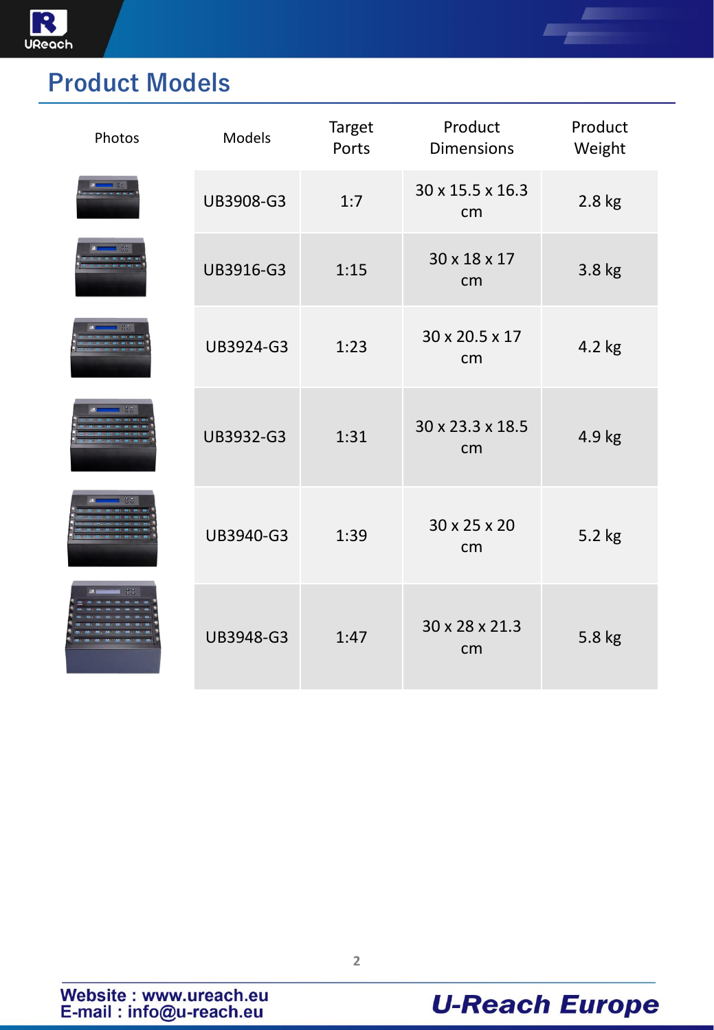# Product Models

| Photos | Models | Target Ports | Product Dimensions | Product Weight |
|---|---|---|---|---|
| | UB3908-G3 | 1:7 | 30 x 15.5 x 16.3 cm | 2.8 kg |
| | UB3916-G3 | 1:15 | 30 x 18 x 17 cm | 3.8 kg |
| | UB3924-G3 | 1:23 | 30 x 20.5 x 17 cm | 4.2 kg |
| | UB3932-G3 | 1:31 | 30 x 23.3 x 18.5 cm | 4.9 kg |
| | UB3940-G3 | 1:39 | 30 x 25 x 20 cm | 5.2 kg |
| | UB3948-G3 | 1:47 | 30 x 28 x 21.3 cm | 5.8 kg |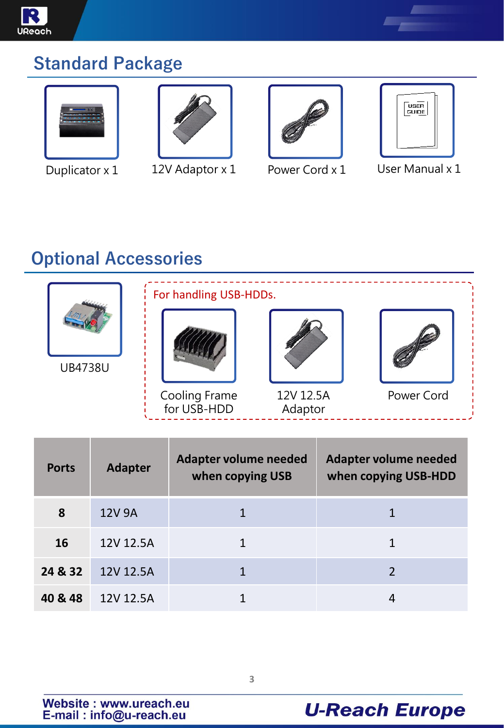## Standard Package

Duplicator x 1

12V Adaptor x 1

Power Cord x 1

User Manual x 1

## Optional Accessories

UB4738U

For handling USB-HDDs.

Cooling Frame for USB-HDD

12V 12.5A Adaptor

Power Cord

| Ports | Adapter | Adapter volume needed when copying USB | Adapter volume needed when copying USB-HDD |
|---|---|---|---|
| **8** | 12V 9A | 1 | 1 |
| **16** | 12V 12.5A | 1 | 1 |
| **24 & 32** | 12V 12.5A | 1 | 2 |
| **40 & 48** | 12V 12.5A | 1 | 4 |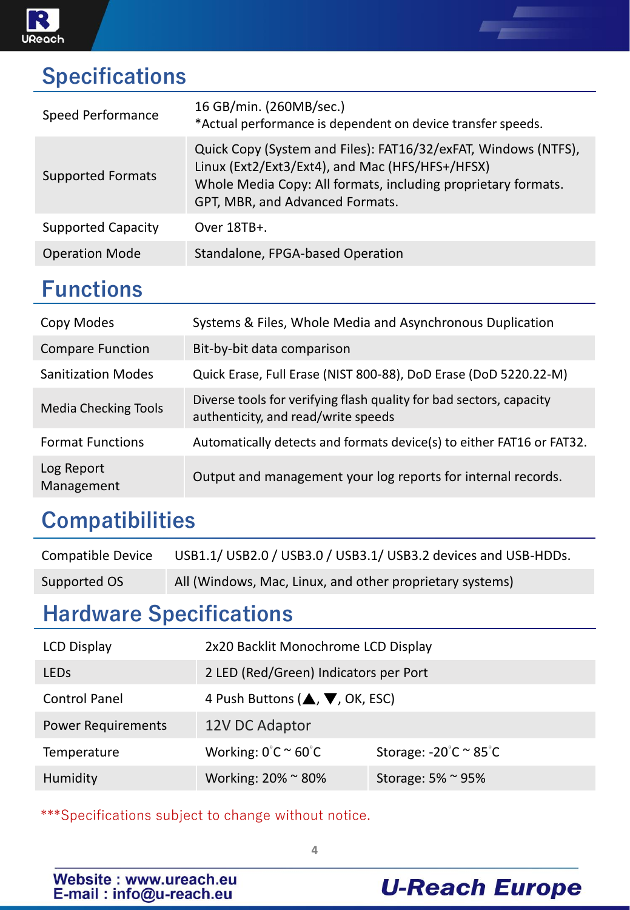## Specifications

| | |
|---|---|
| Speed Performance | 16 GB/min. (260MB/sec.)<br>*Actual performance is dependent on device transfer speeds. |
| Supported Formats | Quick Copy (System and Files): FAT16/32/exFAT, Windows (NTFS), Linux (Ext2/Ext3/Ext4), and Mac (HFS/HFS+/HFSX)<br>Whole Media Copy: All formats, including proprietary formats.<br>GPT, MBR, and Advanced Formats. |
| Supported Capacity | Over 18TB+. |
| Operation Mode | Standalone, FPGA-based Operation |

## Functions

| | |
|---|---|
| Copy Modes | Systems & Files, Whole Media and Asynchronous Duplication |
| Compare Function | Bit-by-bit data comparison |
| Sanitization Modes | Quick Erase, Full Erase (NIST 800-88), DoD Erase (DoD 5220.22-M) |
| Media Checking Tools | Diverse tools for verifying flash quality for bad sectors, capacity authenticity, and read/write speeds |
| Format Functions | Automatically detects and formats device(s) to either FAT16 or FAT32. |
| Log Report Management | Output and management your log reports for internal records. |

## Compatibilities

| | |
|---|---|
| Compatible Device | USB1.1/ USB2.0 / USB3.0 / USB3.1/ USB3.2 devices and USB-HDDs. |
| Supported OS | All (Windows, Mac, Linux, and other proprietary systems) |

## Hardware Specifications

| | | |
|---|---|---|
| LCD Display | 2x20 Backlit Monochrome LCD Display | |
| LEDs | 2 LED (Red/Green) Indicators per Port | |
| Control Panel | 4 Push Buttons (▲, ▼, OK, ESC) | |
| Power Requirements | 12V DC Adaptor | |
| Temperature | Working: 0°C ~ 60°C | Storage: -20°C ~ 85°C |
| Humidity | Working: 20% ~ 80% | Storage: 5% ~ 95% |

***Specifications subject to change without notice.

**Website : www.ureach.eu**
**E-mail : info@u-reach.eu**

**U-Reach Europe**